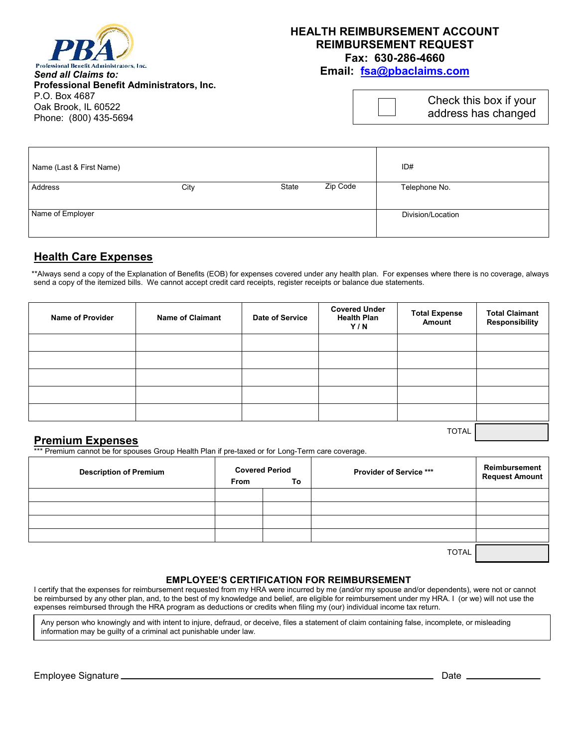PBA
Professional Benefit Administrators, Inc.

***Send all Claims to:***
**Professional Benefit Administrators, Inc.**
P.O. Box 4687
Oak Brook, IL 60522
Phone: (800) 435-5694

# HEALTH REIMBURSEMENT ACCOUNT REIMBURSEMENT REQUEST

**Fax: 630-286-4660**
**Email: fsa@pbaclaims.com**

☐ Check this box if your address has changed

| Name (Last & First Name) | | | | ID# |
|---|---|---|---|---|
| Address | City | State | Zip Code | Telephone No. |
| Name of Employer | | | | Division/Location |

## Health Care Expenses

**Always send a copy of the Explanation of Benefits (EOB) for expenses covered under any health plan. For expenses where there is no coverage, always send a copy of the itemized bills. We cannot accept credit card receipts, register receipts or balance due statements.

| Name of Provider | Name of Claimant | Date of Service | Covered Under Health Plan Y / N | Total Expense Amount | Total Claimant Responsibility |
|---|---|---|---|---|---|
| | | | | | |
| | | | | | |
| | | | | | |
| | | | | | |
| | | | | | |
| | | | | TOTAL | |

## Premium Expenses

*** Premium cannot be for spouses Group Health Plan if pre-taxed or for Long-Term care coverage.

| Description of Premium | Covered Period From | Covered Period To | Provider of Service *** | Reimbursement Request Amount |
|---|---|---|---|---|
| | | | | |
| | | | | |
| | | | | |
| | | | | |
| | | | TOTAL | |

### EMPLOYEE'S CERTIFICATION FOR REIMBURSEMENT

I certify that the expenses for reimbursement requested from my HRA were incurred by me (and/or my spouse and/or dependents), were not or cannot be reimbursed by any other plan, and, to the best of my knowledge and belief, are eligible for reimbursement under my HRA. I (or we) will not use the expenses reimbursed through the HRA program as deductions or credits when filing my (our) individual income tax return.

Any person who knowingly and with intent to injure, defraud, or deceive, files a statement of claim containing false, incomplete, or misleading information may be guilty of a criminal act punishable under law.

Employee Signature ______________________________ Date ______________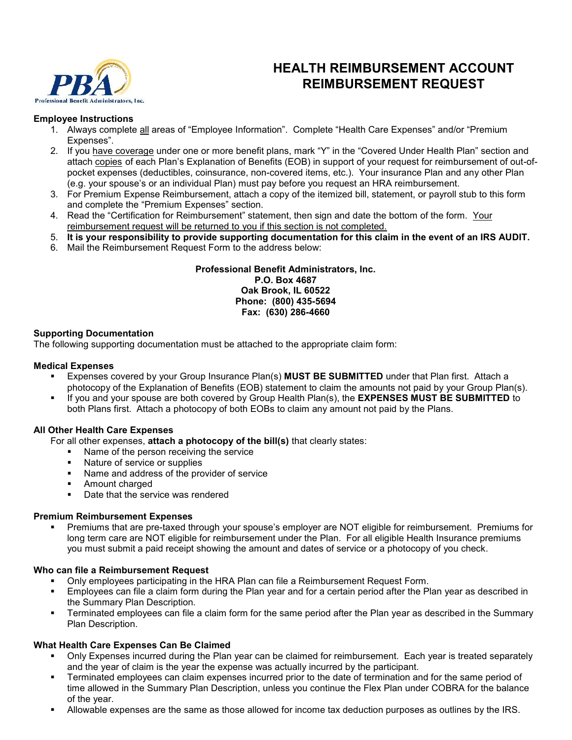# HEALTH REIMBURSEMENT ACCOUNT REIMBURSEMENT REQUEST

**Employee Instructions**

1. Always complete all areas of "Employee Information". Complete "Health Care Expenses" and/or "Premium Expenses".
2. If you have coverage under one or more benefit plans, mark "Y" in the "Covered Under Health Plan" section and attach copies of each Plan's Explanation of Benefits (EOB) in support of your request for reimbursement of out-of-pocket expenses (deductibles, coinsurance, non-covered items, etc.). Your insurance Plan and any other Plan (e.g. your spouse's or an individual Plan) must pay before you request an HRA reimbursement.
3. For Premium Expense Reimbursement, attach a copy of the itemized bill, statement, or payroll stub to this form and complete the "Premium Expenses" section.
4. Read the "Certification for Reimbursement" statement, then sign and date the bottom of the form. Your reimbursement request will be returned to you if this section is not completed.
5. **It is your responsibility to provide supporting documentation for this claim in the event of an IRS AUDIT.**
6. Mail the Reimbursement Request Form to the address below:

**Professional Benefit Administrators, Inc.**
**P.O. Box 4687**
**Oak Brook, IL 60522**
**Phone: (800) 435-5694**
**Fax: (630) 286-4660**

**Supporting Documentation**

The following supporting documentation must be attached to the appropriate claim form:

**Medical Expenses**

- Expenses covered by your Group Insurance Plan(s) **MUST BE SUBMITTED** under that Plan first. Attach a photocopy of the Explanation of Benefits (EOB) statement to claim the amounts not paid by your Group Plan(s).
- If you and your spouse are both covered by Group Health Plan(s), the **EXPENSES MUST BE SUBMITTED** to both Plans first. Attach a photocopy of both EOBs to claim any amount not paid by the Plans.

**All Other Health Care Expenses**

For all other expenses, **attach a photocopy of the bill(s)** that clearly states:

- Name of the person receiving the service
- Nature of service or supplies
- Name and address of the provider of service
- Amount charged
- Date that the service was rendered

**Premium Reimbursement Expenses**

- Premiums that are pre-taxed through your spouse's employer are NOT eligible for reimbursement. Premiums for long term care are NOT eligible for reimbursement under the Plan. For all eligible Health Insurance premiums you must submit a paid receipt showing the amount and dates of service or a photocopy of you check.

**Who can file a Reimbursement Request**

- Only employees participating in the HRA Plan can file a Reimbursement Request Form.
- Employees can file a claim form during the Plan year and for a certain period after the Plan year as described in the Summary Plan Description.
- Terminated employees can file a claim form for the same period after the Plan year as described in the Summary Plan Description.

**What Health Care Expenses Can Be Claimed**

- Only Expenses incurred during the Plan year can be claimed for reimbursement. Each year is treated separately and the year of claim is the year the expense was actually incurred by the participant.
- Terminated employees can claim expenses incurred prior to the date of termination and for the same period of time allowed in the Summary Plan Description, unless you continue the Flex Plan under COBRA for the balance of the year.
- Allowable expenses are the same as those allowed for income tax deduction purposes as outlines by the IRS.